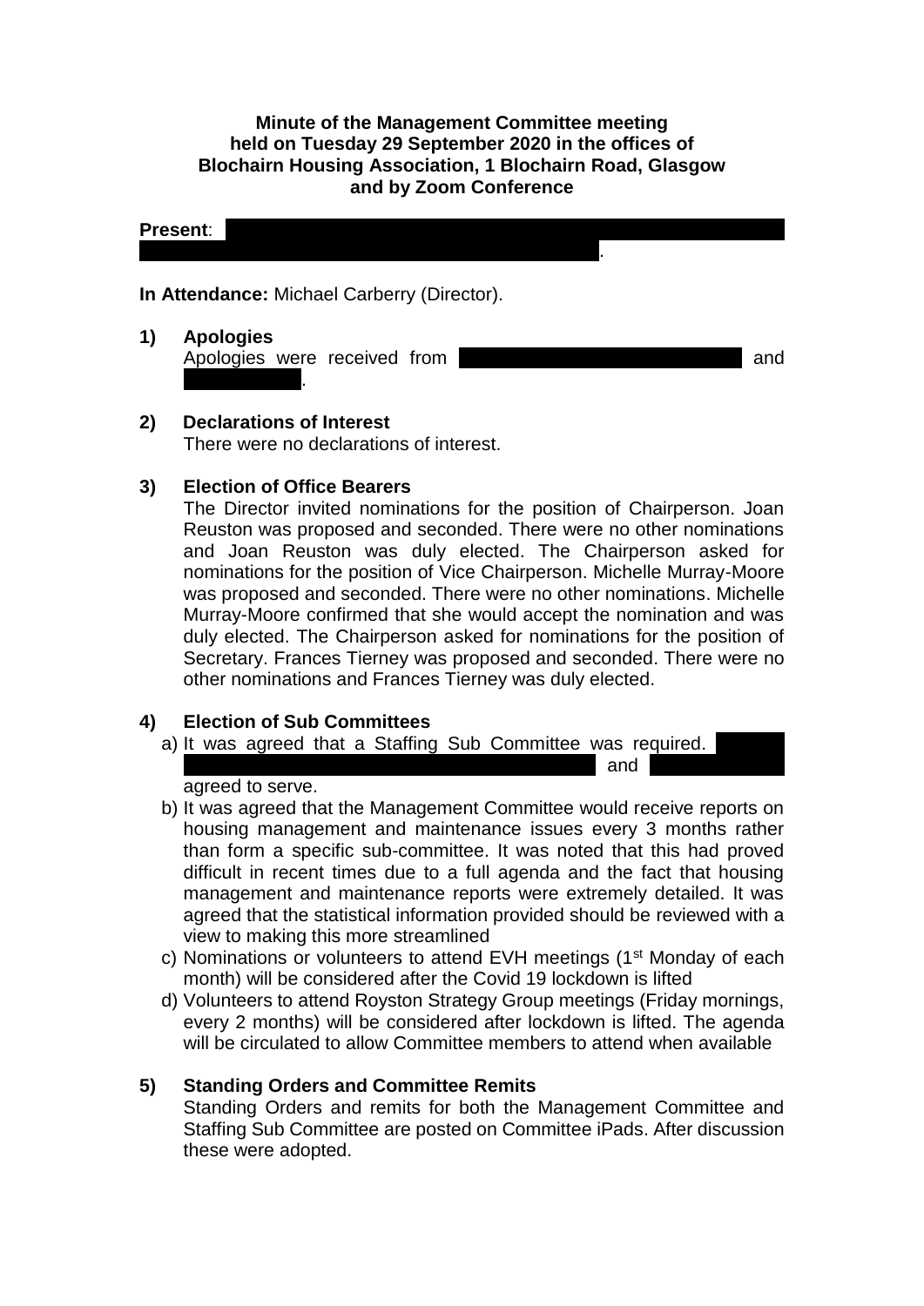**Minute of the Management Committee meeting held on Tuesday 29 September 2020 in the offices of Blochairn Housing Association, 1 Blochairn Road, Glasgow and by Zoom Conference**

**Present**: .

**In Attendance:** Michael Carberry (Director).

**1) Apologies**

Apologies were received from and .

**2) Declarations of Interest**

There were no declarations of interest.

**3) Election of Office Bearers**

The Director invited nominations for the position of Chairperson. Joan Reuston was proposed and seconded. There were no other nominations and Joan Reuston was duly elected. The Chairperson asked for nominations for the position of Vice Chairperson. Michelle Murray-Moore was proposed and seconded. There were no other nominations. Michelle Murray-Moore confirmed that she would accept the nomination and was duly elected. The Chairperson asked for nominations for the position of Secretary. Frances Tierney was proposed and seconded. There were no other nominations and Frances Tierney was duly elected.

**4) Election of Sub Committees**

a) It was agreed that a Staffing Sub Committee was required. and agreed to serve.

b) It was agreed that the Management Committee would receive reports on housing management and maintenance issues every 3 months rather than form a specific sub-committee. It was noted that this had proved difficult in recent times due to a full agenda and the fact that housing management and maintenance reports were extremely detailed. It was agreed that the statistical information provided should be reviewed with a view to making this more streamlined

c) Nominations or volunteers to attend EVH meetings (1st Monday of each month) will be considered after the Covid 19 lockdown is lifted

d) Volunteers to attend Royston Strategy Group meetings (Friday mornings, every 2 months) will be considered after lockdown is lifted. The agenda will be circulated to allow Committee members to attend when available

**5) Standing Orders and Committee Remits**

Standing Orders and remits for both the Management Committee and Staffing Sub Committee are posted on Committee iPads. After discussion these were adopted.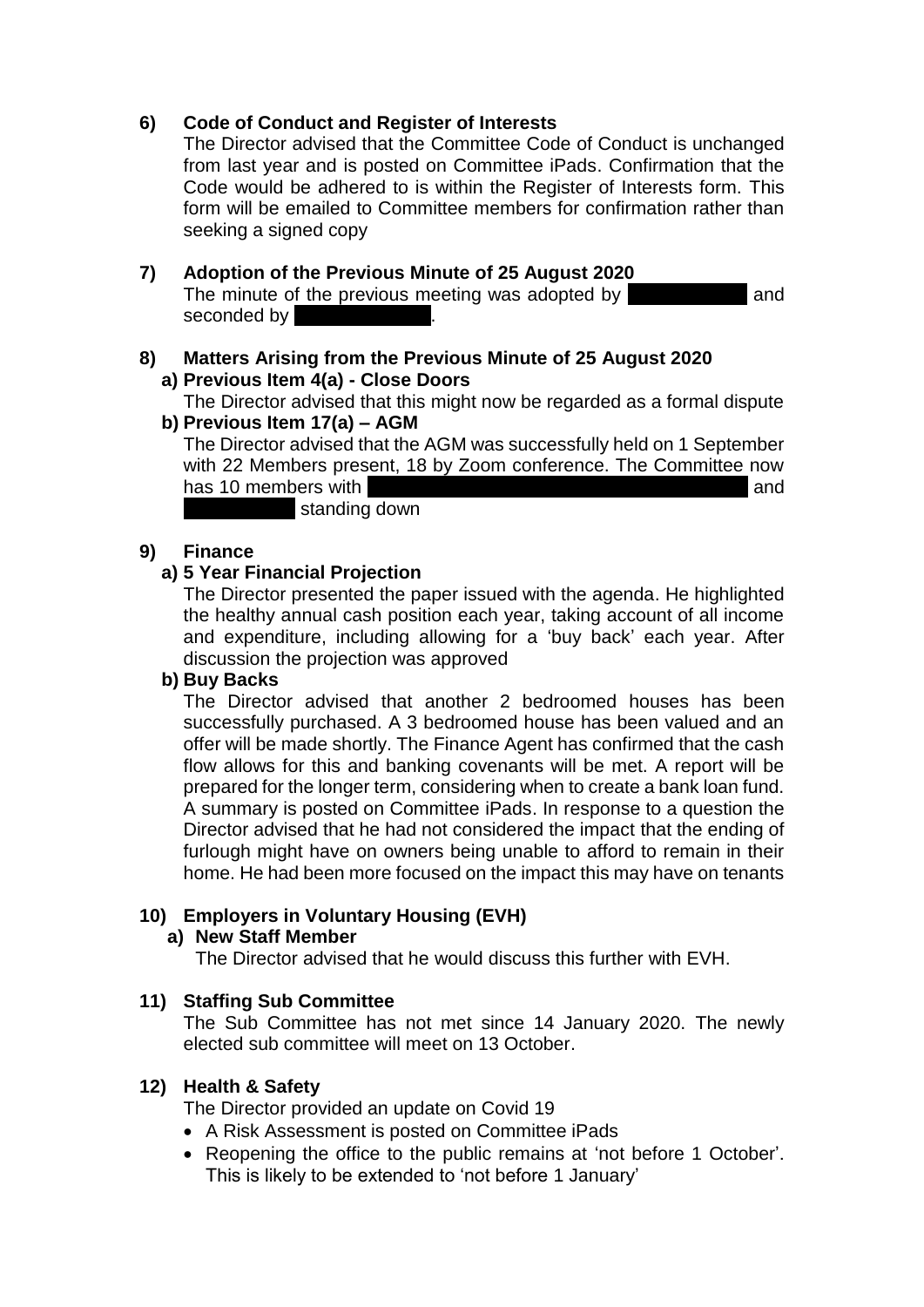**6) Code of Conduct and Register of Interests**

The Director advised that the Committee Code of Conduct is unchanged from last year and is posted on Committee iPads. Confirmation that the Code would be adhered to is within the Register of Interests form. This form will be emailed to Committee members for confirmation rather than seeking a signed copy

**7) Adoption of the Previous Minute of 25 August 2020**

The minute of the previous meeting was adopted by [redacted] and seconded by [redacted].

**8) Matters Arising from the Previous Minute of 25 August 2020**

**a) Previous Item 4(a) - Close Doors**

The Director advised that this might now be regarded as a formal dispute

**b) Previous Item 17(a) – AGM**

The Director advised that the AGM was successfully held on 1 September with 22 Members present, 18 by Zoom conference. The Committee now has 10 members with [redacted] and [redacted] standing down

**9) Finance**

**a) 5 Year Financial Projection**

The Director presented the paper issued with the agenda. He highlighted the healthy annual cash position each year, taking account of all income and expenditure, including allowing for a 'buy back' each year. After discussion the projection was approved

**b) Buy Backs**

The Director advised that another 2 bedroomed houses has been successfully purchased. A 3 bedroomed house has been valued and an offer will be made shortly. The Finance Agent has confirmed that the cash flow allows for this and banking covenants will be met. A report will be prepared for the longer term, considering when to create a bank loan fund. A summary is posted on Committee iPads. In response to a question the Director advised that he had not considered the impact that the ending of furlough might have on owners being unable to afford to remain in their home. He had been more focused on the impact this may have on tenants

**10) Employers in Voluntary Housing (EVH)**

**a) New Staff Member**

The Director advised that he would discuss this further with EVH.

**11) Staffing Sub Committee**

The Sub Committee has not met since 14 January 2020. The newly elected sub committee will meet on 13 October.

**12) Health & Safety**

The Director provided an update on Covid 19

- A Risk Assessment is posted on Committee iPads
- Reopening the office to the public remains at 'not before 1 October'. This is likely to be extended to 'not before 1 January'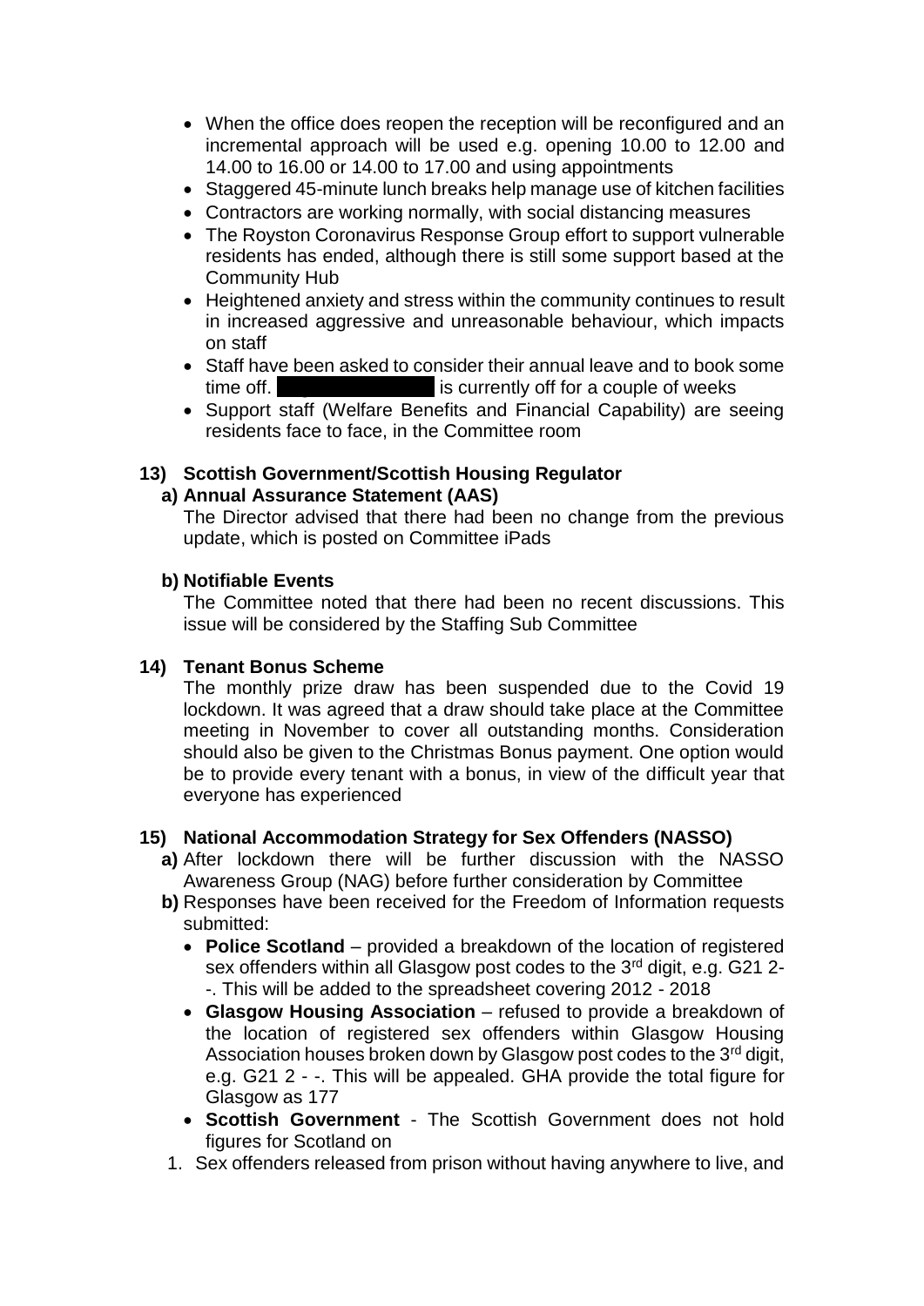- When the office does reopen the reception will be reconfigured and an incremental approach will be used e.g. opening 10.00 to 12.00 and 14.00 to 16.00 or 14.00 to 17.00 and using appointments
- Staggered 45-minute lunch breaks help manage use of kitchen facilities
- Contractors are working normally, with social distancing measures
- The Royston Coronavirus Response Group effort to support vulnerable residents has ended, although there is still some support based at the Community Hub
- Heightened anxiety and stress within the community continues to result in increased aggressive and unreasonable behaviour, which impacts on staff
- Staff have been asked to consider their annual leave and to book some time off. ████████ is currently off for a couple of weeks
- Support staff (Welfare Benefits and Financial Capability) are seeing residents face to face, in the Committee room

**13) Scottish Government/Scottish Housing Regulator**

**a) Annual Assurance Statement (AAS)**

The Director advised that there had been no change from the previous update, which is posted on Committee iPads

**b) Notifiable Events**

The Committee noted that there had been no recent discussions. This issue will be considered by the Staffing Sub Committee

**14) Tenant Bonus Scheme**

The monthly prize draw has been suspended due to the Covid 19 lockdown. It was agreed that a draw should take place at the Committee meeting in November to cover all outstanding months. Consideration should also be given to the Christmas Bonus payment. One option would be to provide every tenant with a bonus, in view of the difficult year that everyone has experienced

**15) National Accommodation Strategy for Sex Offenders (NASSO)**

**a)** After lockdown there will be further discussion with the NASSO Awareness Group (NAG) before further consideration by Committee

**b)** Responses have been received for the Freedom of Information requests submitted:

- **Police Scotland** – provided a breakdown of the location of registered sex offenders within all Glasgow post codes to the 3rd digit, e.g. G21 2- -. This will be added to the spreadsheet covering 2012 - 2018
- **Glasgow Housing Association** – refused to provide a breakdown of the location of registered sex offenders within Glasgow Housing Association houses broken down by Glasgow post codes to the 3rd digit, e.g. G21 2 - -. This will be appealed. GHA provide the total figure for Glasgow as 177
- **Scottish Government** - The Scottish Government does not hold figures for Scotland on

1. Sex offenders released from prison without having anywhere to live, and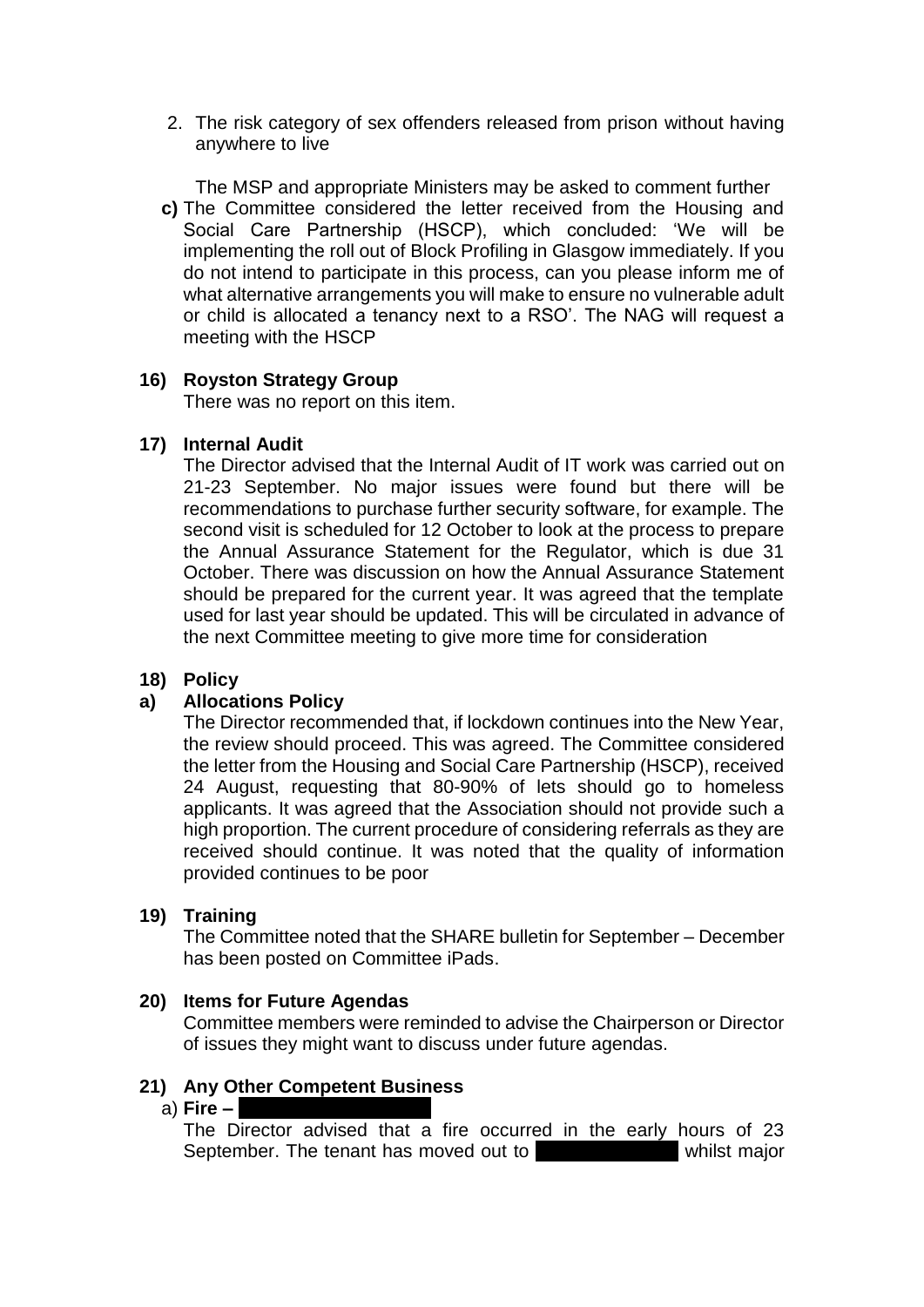2. The risk category of sex offenders released from prison without having anywhere to live

   The MSP and appropriate Ministers may be asked to comment further

**c)** The Committee considered the letter received from the Housing and Social Care Partnership (HSCP), which concluded: 'We will be implementing the roll out of Block Profiling in Glasgow immediately. If you do not intend to participate in this process, can you please inform me of what alternative arrangements you will make to ensure no vulnerable adult or child is allocated a tenancy next to a RSO'. The NAG will request a meeting with the HSCP

**16) Royston Strategy Group**

There was no report on this item.

**17) Internal Audit**

The Director advised that the Internal Audit of IT work was carried out on 21-23 September. No major issues were found but there will be recommendations to purchase further security software, for example. The second visit is scheduled for 12 October to look at the process to prepare the Annual Assurance Statement for the Regulator, which is due 31 October. There was discussion on how the Annual Assurance Statement should be prepared for the current year. It was agreed that the template used for last year should be updated. This will be circulated in advance of the next Committee meeting to give more time for consideration

**18) Policy**

**a) Allocations Policy**

The Director recommended that, if lockdown continues into the New Year, the review should proceed. This was agreed. The Committee considered the letter from the Housing and Social Care Partnership (HSCP), received 24 August, requesting that 80-90% of lets should go to homeless applicants. It was agreed that the Association should not provide such a high proportion. The current procedure of considering referrals as they are received should continue. It was noted that the quality of information provided continues to be poor

**19) Training**

The Committee noted that the SHARE bulletin for September – December has been posted on Committee iPads.

**20) Items for Future Agendas**

Committee members were reminded to advise the Chairperson or Director of issues they might want to discuss under future agendas.

**21) Any Other Competent Business**

a) **Fire –**

The Director advised that a fire occurred in the early hours of 23 September. The tenant has moved out to whilst major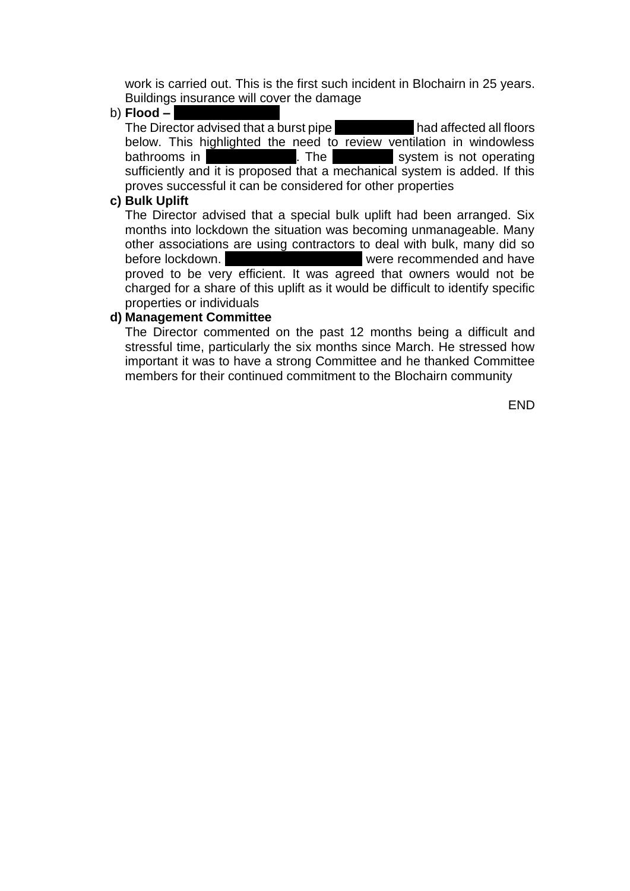work is carried out. This is the first such incident in Blochairn in 25 years. Buildings insurance will cover the damage

b) **Flood –** ███████████

The Director advised that a burst pipe ████████ had affected all floors below. This highlighted the need to review ventilation in windowless bathrooms in █████████. The ███████ system is not operating sufficiently and it is proposed that a mechanical system is added. If this proves successful it can be considered for other properties

**c) Bulk Uplift**

The Director advised that a special bulk uplift had been arranged. Six months into lockdown the situation was becoming unmanageable. Many other associations are using contractors to deal with bulk, many did so before lockdown. ██████████████ were recommended and have proved to be very efficient. It was agreed that owners would not be charged for a share of this uplift as it would be difficult to identify specific properties or individuals

**d) Management Committee**

The Director commented on the past 12 months being a difficult and stressful time, particularly the six months since March. He stressed how important it was to have a strong Committee and he thanked Committee members for their continued commitment to the Blochairn community

END